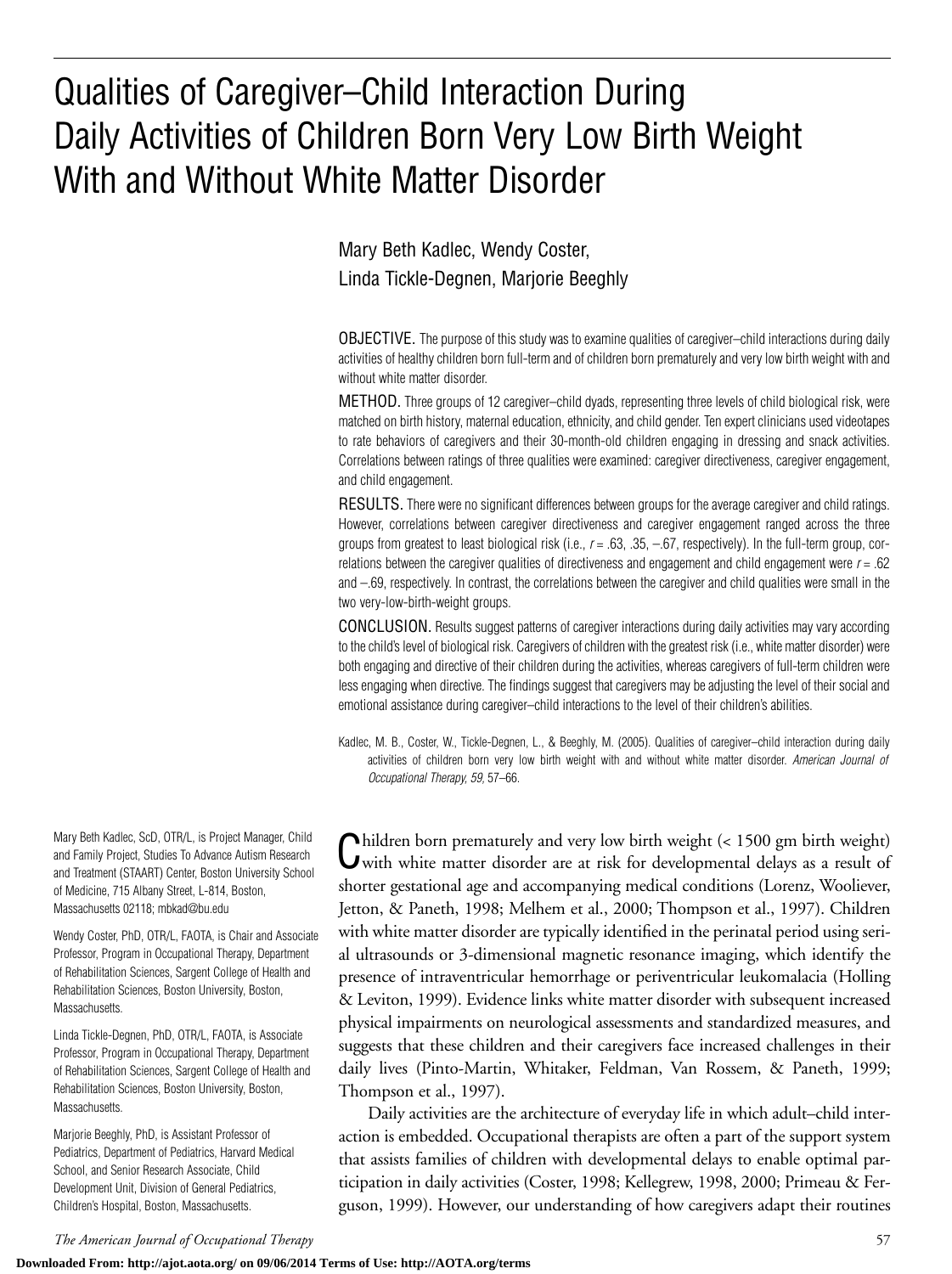# Qualities of Caregiver–Child Interaction During Daily Activities of Children Born Very Low Birth Weight With and Without White Matter Disorder

Mary Beth Kadlec, Wendy Coster, Linda Tickle-Degnen, Marjorie Beeghly

OBJECTIVE. The purpose of this study was to examine qualities of caregiver–child interactions during daily activities of healthy children born full-term and of children born prematurely and very low birth weight with and without white matter disorder.

METHOD. Three groups of 12 caregiver–child dyads, representing three levels of child biological risk, were matched on birth history, maternal education, ethnicity, and child gender. Ten expert clinicians used videotapes to rate behaviors of caregivers and their 30-month-old children engaging in dressing and snack activities. Correlations between ratings of three qualities were examined: caregiver directiveness, caregiver engagement, and child engagement.

RESULTS. There were no significant differences between groups for the average caregiver and child ratings. However, correlations between caregiver directiveness and caregiver engagement ranged across the three groups from greatest to least biological risk (i.e., $r = .63$, .35, –.67, respectively). In the full-term group, correlations between the caregiver qualities of directiveness and engagement and child engagement were $r = .62$ and –.69, respectively. In contrast, the correlations between the caregiver and child qualities were small in the two very-low-birth-weight groups.

CONCLUSION. Results suggest patterns of caregiver interactions during daily activities may vary according to the child's level of biological risk. Caregivers of children with the greatest risk (i.e., white matter disorder) were both engaging and directive of their children during the activities, whereas caregivers of full-term children were less engaging when directive. The findings suggest that caregivers may be adjusting the level of their social and emotional assistance during caregiver–child interactions to the level of their children's abilities.

Kadlec, M. B., Coster, W., Tickle-Degnen, L., & Beeghly, M. (2005). Qualities of caregiver–child interaction during daily activities of children born very low birth weight with and without white matter disorder. *American Journal of Occupational Therapy, 59,* 57–66.

Mary Beth Kadlec, ScD, OTR/L, is Project Manager, Child and Family Project, Studies To Advance Autism Research and Treatment (STAART) Center, Boston University School of Medicine, 715 Albany Street, L-814, Boston, Massachusetts 02118; mbkad@bu.edu

Wendy Coster, PhD, OTR/L, FAOTA, is Chair and Associate Professor, Program in Occupational Therapy, Department of Rehabilitation Sciences, Sargent College of Health and Rehabilitation Sciences, Boston University, Boston, Massachusetts.

Linda Tickle-Degnen, PhD, OTR/L, FAOTA, is Associate Professor, Program in Occupational Therapy, Department of Rehabilitation Sciences, Sargent College of Health and Rehabilitation Sciences, Boston University, Boston, Massachusetts.

Marjorie Beeghly, PhD, is Assistant Professor of Pediatrics, Department of Pediatrics, Harvard Medical School, and Senior Research Associate, Child Development Unit, Division of General Pediatrics, Children's Hospital, Boston, Massachusetts.

Children born prematurely and very low birth weight (< 1500 gm birth weight) with white matter disorder are at risk for developmental delays as a result of shorter gestational age and accompanying medical conditions (Lorenz, Wooliever, Jetton, & Paneth, 1998; Melhem et al., 2000; Thompson et al., 1997). Children with white matter disorder are typically identified in the perinatal period using serial ultrasounds or 3-dimensional magnetic resonance imaging, which identify the presence of intraventricular hemorrhage or periventricular leukomalacia (Holling & Leviton, 1999). Evidence links white matter disorder with subsequent increased physical impairments on neurological assessments and standardized measures, and suggests that these children and their caregivers face increased challenges in their daily lives (Pinto-Martin, Whitaker, Feldman, Van Rossem, & Paneth, 1999; Thompson et al., 1997).

Daily activities are the architecture of everyday life in which adult–child interaction is embedded. Occupational therapists are often a part of the support system that assists families of children with developmental delays to enable optimal participation in daily activities (Coster, 1998; Kellegrew, 1998, 2000; Primeau & Ferguson, 1999). However, our understanding of how caregivers adapt their routines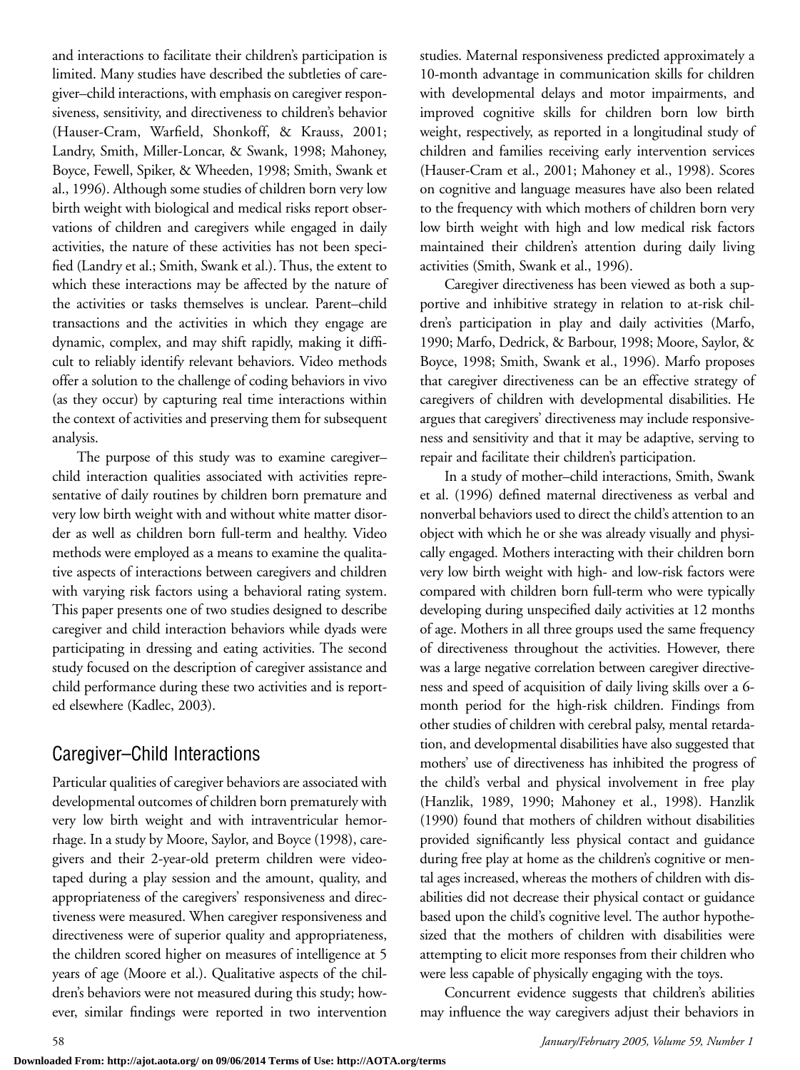and interactions to facilitate their children's participation is limited. Many studies have described the subtleties of caregiver–child interactions, with emphasis on caregiver responsiveness, sensitivity, and directiveness to children's behavior (Hauser-Cram, Warfield, Shonkoff, & Krauss, 2001; Landry, Smith, Miller-Loncar, & Swank, 1998; Mahoney, Boyce, Fewell, Spiker, & Wheeden, 1998; Smith, Swank et al., 1996). Although some studies of children born very low birth weight with biological and medical risks report observations of children and caregivers while engaged in daily activities, the nature of these activities has not been specified (Landry et al.; Smith, Swank et al.). Thus, the extent to which these interactions may be affected by the nature of the activities or tasks themselves is unclear. Parent–child transactions and the activities in which they engage are dynamic, complex, and may shift rapidly, making it difficult to reliably identify relevant behaviors. Video methods offer a solution to the challenge of coding behaviors in vivo (as they occur) by capturing real time interactions within the context of activities and preserving them for subsequent analysis.

The purpose of this study was to examine caregiver–child interaction qualities associated with activities representative of daily routines by children born premature and very low birth weight with and without white matter disorder as well as children born full-term and healthy. Video methods were employed as a means to examine the qualitative aspects of interactions between caregivers and children with varying risk factors using a behavioral rating system. This paper presents one of two studies designed to describe caregiver and child interaction behaviors while dyads were participating in dressing and eating activities. The second study focused on the description of caregiver assistance and child performance during these two activities and is reported elsewhere (Kadlec, 2003).

## Caregiver–Child Interactions

Particular qualities of caregiver behaviors are associated with developmental outcomes of children born prematurely with very low birth weight and with intraventricular hemorrhage. In a study by Moore, Saylor, and Boyce (1998), caregivers and their 2-year-old preterm children were videotaped during a play session and the amount, quality, and appropriateness of the caregivers' responsiveness and directiveness were measured. When caregiver responsiveness and directiveness were of superior quality and appropriateness, the children scored higher on measures of intelligence at 5 years of age (Moore et al.). Qualitative aspects of the children's behaviors were not measured during this study; however, similar findings were reported in two intervention studies. Maternal responsiveness predicted approximately a 10-month advantage in communication skills for children with developmental delays and motor impairments, and improved cognitive skills for children born low birth weight, respectively, as reported in a longitudinal study of children and families receiving early intervention services (Hauser-Cram et al., 2001; Mahoney et al., 1998). Scores on cognitive and language measures have also been related to the frequency with which mothers of children born very low birth weight with high and low medical risk factors maintained their children's attention during daily living activities (Smith, Swank et al., 1996).

Caregiver directiveness has been viewed as both a supportive and inhibitive strategy in relation to at-risk children's participation in play and daily activities (Marfo, 1990; Marfo, Dedrick, & Barbour, 1998; Moore, Saylor, & Boyce, 1998; Smith, Swank et al., 1996). Marfo proposes that caregiver directiveness can be an effective strategy of caregivers of children with developmental disabilities. He argues that caregivers' directiveness may include responsiveness and sensitivity and that it may be adaptive, serving to repair and facilitate their children's participation.

In a study of mother–child interactions, Smith, Swank et al. (1996) defined maternal directiveness as verbal and nonverbal behaviors used to direct the child's attention to an object with which he or she was already visually and physically engaged. Mothers interacting with their children born very low birth weight with high- and low-risk factors were compared with children born full-term who were typically developing during unspecified daily activities at 12 months of age. Mothers in all three groups used the same frequency of directiveness throughout the activities. However, there was a large negative correlation between caregiver directiveness and speed of acquisition of daily living skills over a 6-month period for the high-risk children. Findings from other studies of children with cerebral palsy, mental retardation, and developmental disabilities have also suggested that mothers' use of directiveness has inhibited the progress of the child's verbal and physical involvement in free play (Hanzlik, 1989, 1990; Mahoney et al., 1998). Hanzlik (1990) found that mothers of children without disabilities provided significantly less physical contact and guidance during free play at home as the children's cognitive or mental ages increased, whereas the mothers of children with disabilities did not decrease their physical contact or guidance based upon the child's cognitive level. The author hypothesized that the mothers of children with disabilities were attempting to elicit more responses from their children who were less capable of physically engaging with the toys.

Concurrent evidence suggests that children's abilities may influence the way caregivers adjust their behaviors in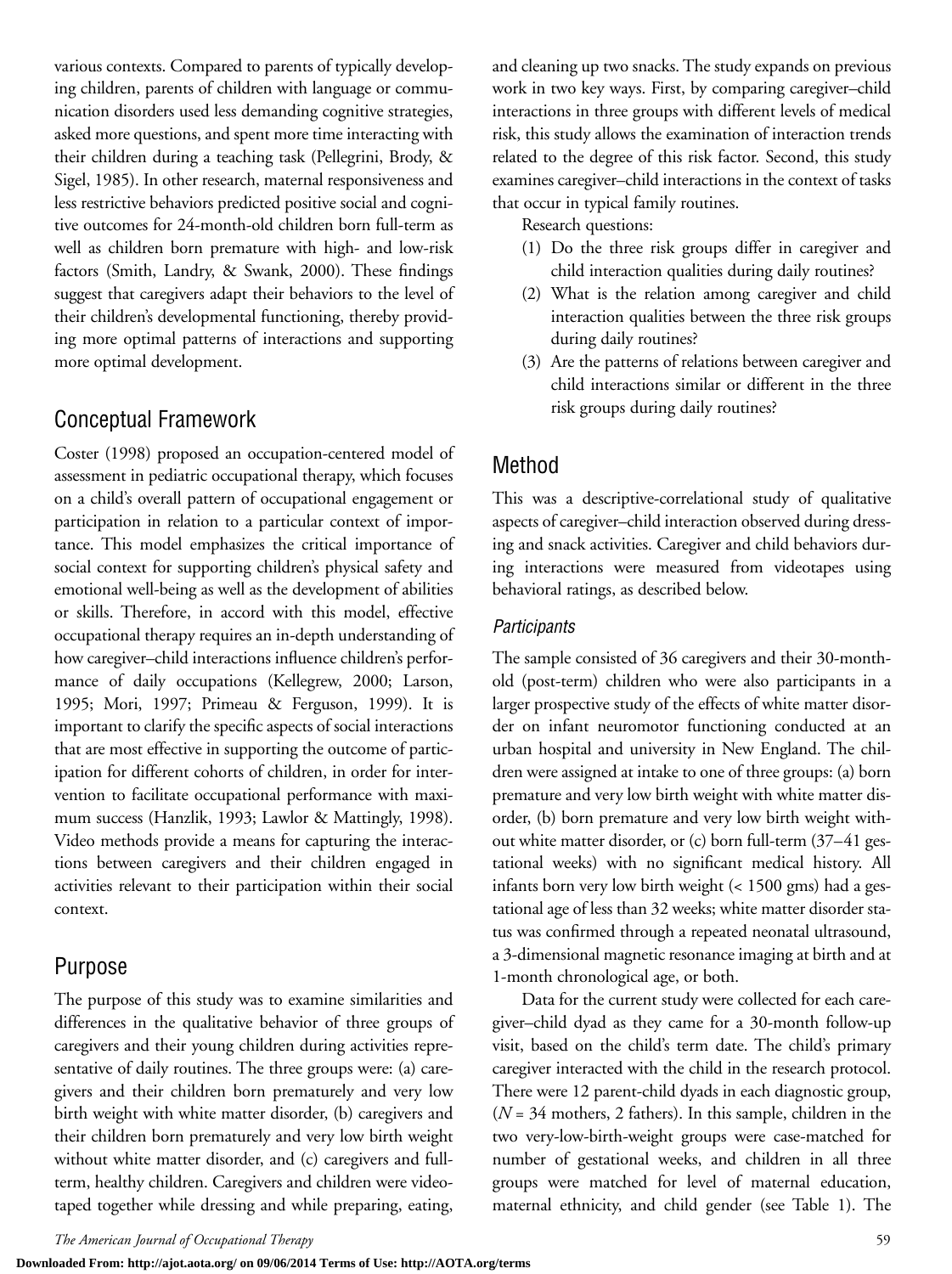various contexts. Compared to parents of typically developing children, parents of children with language or communication disorders used less demanding cognitive strategies, asked more questions, and spent more time interacting with their children during a teaching task (Pellegrini, Brody, & Sigel, 1985). In other research, maternal responsiveness and less restrictive behaviors predicted positive social and cognitive outcomes for 24-month-old children born full-term as well as children born premature with high- and low-risk factors (Smith, Landry, & Swank, 2000). These findings suggest that caregivers adapt their behaviors to the level of their children's developmental functioning, thereby providing more optimal patterns of interactions and supporting more optimal development.

## Conceptual Framework

Coster (1998) proposed an occupation-centered model of assessment in pediatric occupational therapy, which focuses on a child's overall pattern of occupational engagement or participation in relation to a particular context of importance. This model emphasizes the critical importance of social context for supporting children's physical safety and emotional well-being as well as the development of abilities or skills. Therefore, in accord with this model, effective occupational therapy requires an in-depth understanding of how caregiver–child interactions influence children's performance of daily occupations (Kellegrew, 2000; Larson, 1995; Mori, 1997; Primeau & Ferguson, 1999). It is important to clarify the specific aspects of social interactions that are most effective in supporting the outcome of participation for different cohorts of children, in order for intervention to facilitate occupational performance with maximum success (Hanzlik, 1993; Lawlor & Mattingly, 1998). Video methods provide a means for capturing the interactions between caregivers and their children engaged in activities relevant to their participation within their social context.

## Purpose

The purpose of this study was to examine similarities and differences in the qualitative behavior of three groups of caregivers and their young children during activities representative of daily routines. The three groups were: (a) caregivers and their children born prematurely and very low birth weight with white matter disorder, (b) caregivers and their children born prematurely and very low birth weight without white matter disorder, and (c) caregivers and full-term, healthy children. Caregivers and children were videotaped together while dressing and while preparing, eating, and cleaning up two snacks. The study expands on previous work in two key ways. First, by comparing caregiver–child interactions in three groups with different levels of medical risk, this study allows the examination of interaction trends related to the degree of this risk factor. Second, this study examines caregiver–child interactions in the context of tasks that occur in typical family routines.

Research questions:

(1) Do the three risk groups differ in caregiver and child interaction qualities during daily routines?
(2) What is the relation among caregiver and child interaction qualities between the three risk groups during daily routines?
(3) Are the patterns of relations between caregiver and child interactions similar or different in the three risk groups during daily routines?

## Method

This was a descriptive-correlational study of qualitative aspects of caregiver–child interaction observed during dressing and snack activities. Caregiver and child behaviors during interactions were measured from videotapes using behavioral ratings, as described below.

### *Participants*

The sample consisted of 36 caregivers and their 30-month-old (post-term) children who were also participants in a larger prospective study of the effects of white matter disorder on infant neuromotor functioning conducted at an urban hospital and university in New England. The children were assigned at intake to one of three groups: (a) born premature and very low birth weight with white matter disorder, (b) born premature and very low birth weight without white matter disorder, or (c) born full-term (37–41 gestational weeks) with no significant medical history. All infants born very low birth weight (< 1500 gms) had a gestational age of less than 32 weeks; white matter disorder status was confirmed through a repeated neonatal ultrasound, a 3-dimensional magnetic resonance imaging at birth and at 1-month chronological age, or both.

Data for the current study were collected for each caregiver–child dyad as they came for a 30-month follow-up visit, based on the child's term date. The child's primary caregiver interacted with the child in the research protocol. There were 12 parent-child dyads in each diagnostic group, ($N$ = 34 mothers, 2 fathers). In this sample, children in the two very-low-birth-weight groups were case-matched for number of gestational weeks, and children in all three groups were matched for level of maternal education, maternal ethnicity, and child gender (see Table 1). The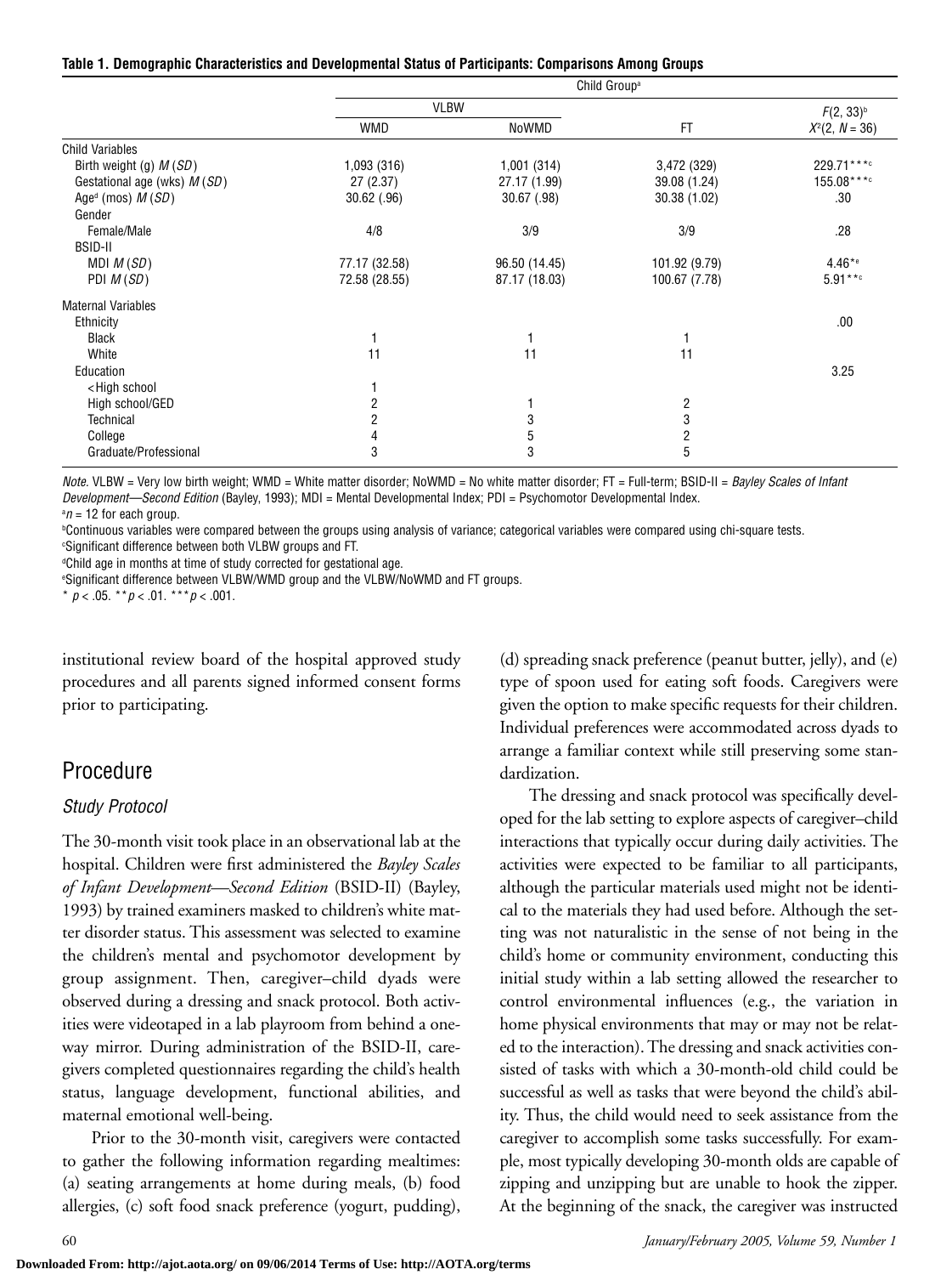**Table 1. Demographic Characteristics and Developmental Status of Participants: Comparisons Among Groups**

| | Child Group[a] | | | |
|---|---|---|---|---|
| | VLBW | | | |
| | WMD | NoWMD | FT | $F(2, 33)$[b] $X^2(2, N = 36)$ |
| Child Variables | | | | |
| Birth weight (g) *M* (*SD*) | 1,093 (316) | 1,001 (314) | 3,472 (329) | 229.71***[c] |
| Gestational age (wks) *M* (*SD*) | 27 (2.37) | 27.17 (1.99) | 39.08 (1.24) | 155.08***[c] |
| Age[d] (mos) *M* (*SD*) | 30.62 (.96) | 30.67 (.98) | 30.38 (1.02) | .30 |
| Gender | | | | |
| Female/Male | 4/8 | 3/9 | 3/9 | .28 |
| BSID-II | | | | |
| MDI *M* (*SD*) | 77.17 (32.58) | 96.50 (14.45) | 101.92 (9.79) | 4.46*[e] |
| PDI *M* (*SD*) | 72.58 (28.55) | 87.17 (18.03) | 100.67 (7.78) | 5.91**[c] |
| Maternal Variables | | | | |
| Ethnicity | | | | .00 |
| Black | 1 | 1 | 1 | |
| White | 11 | 11 | 11 | |
| Education | | | | 3.25 |
| <High school | 1 | | | |
| High school/GED | 2 | 1 | 2 | |
| Technical | 2 | 3 | 3 | |
| College | 4 | 5 | 2 | |
| Graduate/Professional | 3 | 3 | 5 | |

*Note.* VLBW = Very low birth weight; WMD = White matter disorder; NoWMD = No white matter disorder; FT = Full-term; BSID-II = *Bayley Scales of Infant Development—Second Edition* (Bayley, 1993); MDI = Mental Developmental Index; PDI = Psychomotor Developmental Index.
[a]*n* = 12 for each group.
[b]Continuous variables were compared between the groups using analysis of variance; categorical variables were compared using chi-square tests.
[c]Significant difference between both VLBW groups and FT.
[d]Child age in months at time of study corrected for gestational age.
[e]Significant difference between VLBW/WMD group and the VLBW/NoWMD and FT groups.
* $p < .05$. ** $p < .01$. *** $p < .001$.

institutional review board of the hospital approved study procedures and all parents signed informed consent forms prior to participating.

## Procedure

### Study Protocol

The 30-month visit took place in an observational lab at the hospital. Children were first administered the *Bayley Scales of Infant Development—Second Edition* (BSID-II) (Bayley, 1993) by trained examiners masked to children's white matter disorder status. This assessment was selected to examine the children's mental and psychomotor development by group assignment. Then, caregiver–child dyads were observed during a dressing and snack protocol. Both activities were videotaped in a lab playroom from behind a one-way mirror. During administration of the BSID-II, caregivers completed questionnaires regarding the child's health status, language development, functional abilities, and maternal emotional well-being.

Prior to the 30-month visit, caregivers were contacted to gather the following information regarding mealtimes: (a) seating arrangements at home during meals, (b) food allergies, (c) soft food snack preference (yogurt, pudding), (d) spreading snack preference (peanut butter, jelly), and (e) type of spoon used for eating soft foods. Caregivers were given the option to make specific requests for their children. Individual preferences were accommodated across dyads to arrange a familiar context while still preserving some standardization.

The dressing and snack protocol was specifically developed for the lab setting to explore aspects of caregiver–child interactions that typically occur during daily activities. The activities were expected to be familiar to all participants, although the particular materials used might not be identical to the materials they had used before. Although the setting was not naturalistic in the sense of not being in the child's home or community environment, conducting this initial study within a lab setting allowed the researcher to control environmental influences (e.g., the variation in home physical environments that may or may not be related to the interaction). The dressing and snack activities consisted of tasks with which a 30-month-old child could be successful as well as tasks that were beyond the child's ability. Thus, the child would need to seek assistance from the caregiver to accomplish some tasks successfully. For example, most typically developing 30-month olds are capable of zipping and unzipping but are unable to hook the zipper. At the beginning of the snack, the caregiver was instructed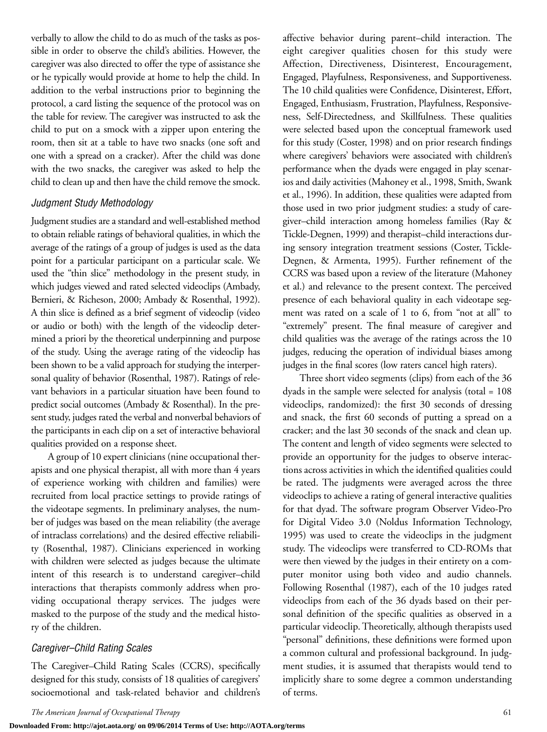verbally to allow the child to do as much of the tasks as possible in order to observe the child's abilities. However, the caregiver was also directed to offer the type of assistance she or he typically would provide at home to help the child. In addition to the verbal instructions prior to beginning the protocol, a card listing the sequence of the protocol was on the table for review. The caregiver was instructed to ask the child to put on a smock with a zipper upon entering the room, then sit at a table to have two snacks (one soft and one with a spread on a cracker). After the child was done with the two snacks, the caregiver was asked to help the child to clean up and then have the child remove the smock.

### *Judgment Study Methodology*

Judgment studies are a standard and well-established method to obtain reliable ratings of behavioral qualities, in which the average of the ratings of a group of judges is used as the data point for a particular participant on a particular scale. We used the "thin slice" methodology in the present study, in which judges viewed and rated selected videoclips (Ambady, Bernieri, & Richeson, 2000; Ambady & Rosenthal, 1992). A thin slice is defined as a brief segment of videoclip (video or audio or both) with the length of the videoclip determined a priori by the theoretical underpinning and purpose of the study. Using the average rating of the videoclip has been shown to be a valid approach for studying the interpersonal quality of behavior (Rosenthal, 1987). Ratings of relevant behaviors in a particular situation have been found to predict social outcomes (Ambady & Rosenthal). In the present study, judges rated the verbal and nonverbal behaviors of the participants in each clip on a set of interactive behavioral qualities provided on a response sheet.

A group of 10 expert clinicians (nine occupational therapists and one physical therapist, all with more than 4 years of experience working with children and families) were recruited from local practice settings to provide ratings of the videotape segments. In preliminary analyses, the number of judges was based on the mean reliability (the average of intraclass correlations) and the desired effective reliability (Rosenthal, 1987). Clinicians experienced in working with children were selected as judges because the ultimate intent of this research is to understand caregiver–child interactions that therapists commonly address when providing occupational therapy services. The judges were masked to the purpose of the study and the medical history of the children.

### *Caregiver–Child Rating Scales*

The Caregiver–Child Rating Scales (CCRS), specifically designed for this study, consists of 18 qualities of caregivers' socioemotional and task-related behavior and children's affective behavior during parent–child interaction. The eight caregiver qualities chosen for this study were Affection, Directiveness, Disinterest, Encouragement, Engaged, Playfulness, Responsiveness, and Supportiveness. The 10 child qualities were Confidence, Disinterest, Effort, Engaged, Enthusiasm, Frustration, Playfulness, Responsiveness, Self-Directedness, and Skillfulness. These qualities were selected based upon the conceptual framework used for this study (Coster, 1998) and on prior research findings where caregivers' behaviors were associated with children's performance when the dyads were engaged in play scenarios and daily activities (Mahoney et al., 1998, Smith, Swank et al., 1996). In addition, these qualities were adapted from those used in two prior judgment studies: a study of caregiver–child interaction among homeless families (Ray & Tickle-Degnen, 1999) and therapist–child interactions during sensory integration treatment sessions (Coster, Tickle-Degnen, & Armenta, 1995). Further refinement of the CCRS was based upon a review of the literature (Mahoney et al.) and relevance to the present context. The perceived presence of each behavioral quality in each videotape segment was rated on a scale of 1 to 6, from "not at all" to "extremely" present. The final measure of caregiver and child qualities was the average of the ratings across the 10 judges, reducing the operation of individual biases among judges in the final scores (low raters cancel high raters).

Three short video segments (clips) from each of the 36 dyads in the sample were selected for analysis (total = 108 videoclips, randomized): the first 30 seconds of dressing and snack, the first 60 seconds of putting a spread on a cracker; and the last 30 seconds of the snack and clean up. The content and length of video segments were selected to provide an opportunity for the judges to observe interactions across activities in which the identified qualities could be rated. The judgments were averaged across the three videoclips to achieve a rating of general interactive qualities for that dyad. The software program Observer Video-Pro for Digital Video 3.0 (Noldus Information Technology, 1995) was used to create the videoclips in the judgment study. The videoclips were transferred to CD-ROMs that were then viewed by the judges in their entirety on a computer monitor using both video and audio channels. Following Rosenthal (1987), each of the 10 judges rated videoclips from each of the 36 dyads based on their personal definition of the specific qualities as observed in a particular videoclip. Theoretically, although therapists used "personal" definitions, these definitions were formed upon a common cultural and professional background. In judgment studies, it is assumed that therapists would tend to implicitly share to some degree a common understanding of terms.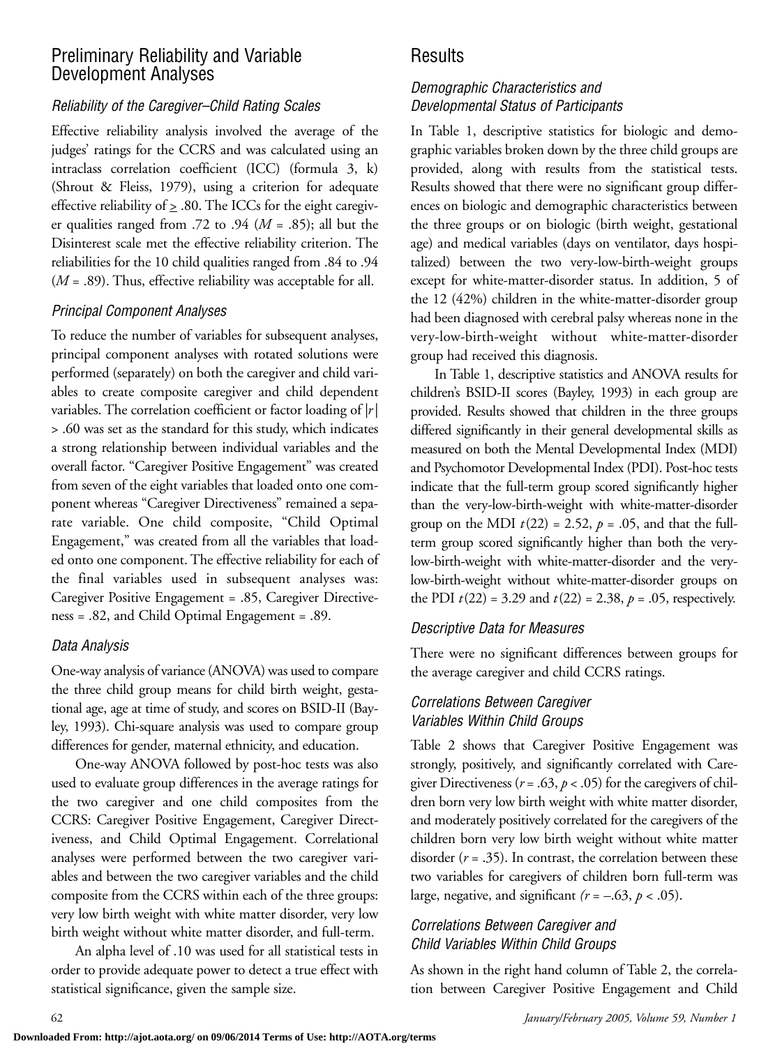## Preliminary Reliability and Variable Development Analyses

### Reliability of the Caregiver–Child Rating Scales

Effective reliability analysis involved the average of the judges' ratings for the CCRS and was calculated using an intraclass correlation coefficient (ICC) (formula 3, k) (Shrout & Fleiss, 1979), using a criterion for adequate effective reliability of $\geq .80$. The ICCs for the eight caregiver qualities ranged from .72 to .94 ($M = .85$); all but the Disinterest scale met the effective reliability criterion. The reliabilities for the 10 child qualities ranged from .84 to .94 ($M = .89$). Thus, effective reliability was acceptable for all.

### Principal Component Analyses

To reduce the number of variables for subsequent analyses, principal component analyses with rotated solutions were performed (separately) on both the caregiver and child variables to create composite caregiver and child dependent variables. The correlation coefficient or factor loading of $|r| > .60$ was set as the standard for this study, which indicates a strong relationship between individual variables and the overall factor. "Caregiver Positive Engagement" was created from seven of the eight variables that loaded onto one component whereas "Caregiver Directiveness" remained a separate variable. One child composite, "Child Optimal Engagement," was created from all the variables that loaded onto one component. The effective reliability for each of the final variables used in subsequent analyses was: Caregiver Positive Engagement = .85, Caregiver Directiveness = .82, and Child Optimal Engagement = .89.

### Data Analysis

One-way analysis of variance (ANOVA) was used to compare the three child group means for child birth weight, gestational age, age at time of study, and scores on BSID-II (Bayley, 1993). Chi-square analysis was used to compare group differences for gender, maternal ethnicity, and education.

One-way ANOVA followed by post-hoc tests was also used to evaluate group differences in the average ratings for the two caregiver and one child composites from the CCRS: Caregiver Positive Engagement, Caregiver Directiveness, and Child Optimal Engagement. Correlational analyses were performed between the two caregiver variables and between the two caregiver variables and the child composite from the CCRS within each of the three groups: very low birth weight with white matter disorder, very low birth weight without white matter disorder, and full-term.

An alpha level of .10 was used for all statistical tests in order to provide adequate power to detect a true effect with statistical significance, given the sample size.

## Results

### Demographic Characteristics and Developmental Status of Participants

In Table 1, descriptive statistics for biologic and demographic variables broken down by the three child groups are provided, along with results from the statistical tests. Results showed that there were no significant group differences on biologic and demographic characteristics between the three groups or on biologic (birth weight, gestational age) and medical variables (days on ventilator, days hospitalized) between the two very-low-birth-weight groups except for white-matter-disorder status. In addition, 5 of the 12 (42%) children in the white-matter-disorder group had been diagnosed with cerebral palsy whereas none in the very-low-birth-weight without white-matter-disorder group had received this diagnosis.

In Table 1, descriptive statistics and ANOVA results for children's BSID-II scores (Bayley, 1993) in each group are provided. Results showed that children in the three groups differed significantly in their general developmental skills as measured on both the Mental Developmental Index (MDI) and Psychomotor Developmental Index (PDI). Post-hoc tests indicate that the full-term group scored significantly higher than the very-low-birth-weight with white-matter-disorder group on the MDI $t(22) = 2.52$, $p = .05$, and that the full-term group scored significantly higher than both the very-low-birth-weight with white-matter-disorder and the very-low-birth-weight without white-matter-disorder groups on the PDI $t(22) = 3.29$ and $t(22) = 2.38$, $p = .05$, respectively.

### Descriptive Data for Measures

There were no significant differences between groups for the average caregiver and child CCRS ratings.

### Correlations Between Caregiver Variables Within Child Groups

Table 2 shows that Caregiver Positive Engagement was strongly, positively, and significantly correlated with Caregiver Directiveness ($r = .63$, $p < .05$) for the caregivers of children born very low birth weight with white matter disorder, and moderately positively correlated for the caregivers of the children born very low birth weight without white matter disorder ($r = .35$). In contrast, the correlation between these two variables for caregivers of children born full-term was large, negative, and significant ($r = -.63$, $p < .05$).

### Correlations Between Caregiver and Child Variables Within Child Groups

As shown in the right hand column of Table 2, the correlation between Caregiver Positive Engagement and Child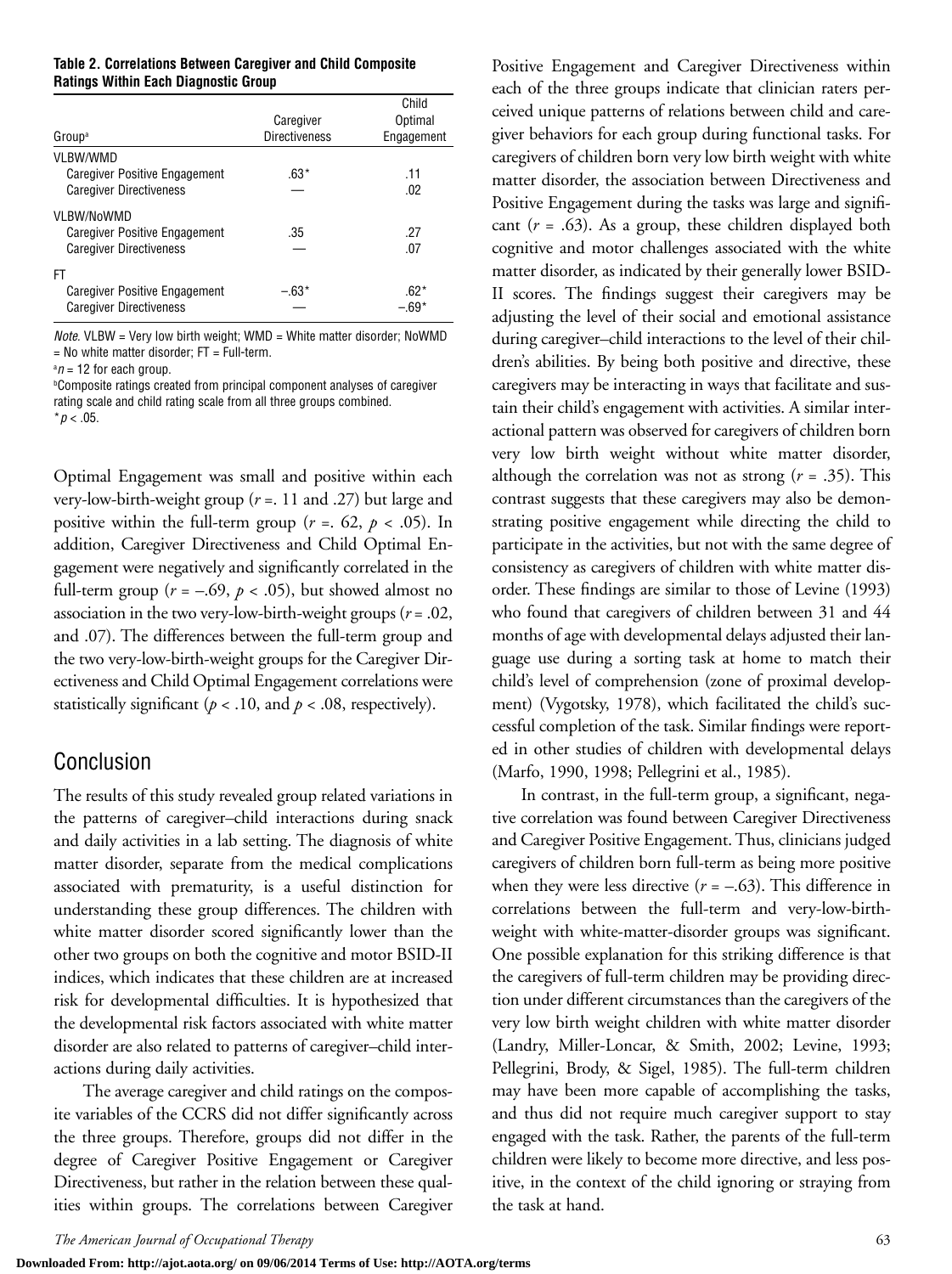**Table 2. Correlations Between Caregiver and Child Composite Ratings Within Each Diagnostic Group**

| Group[a] | Caregiver Directiveness | Child Optimal Engagement |
|---|---|---|
| VLBW/WMD | | |
| Caregiver Positive Engagement | .63* | .11 |
| Caregiver Directiveness | — | .02 |
| VLBW/NoWMD | | |
| Caregiver Positive Engagement | .35 | .27 |
| Caregiver Directiveness | — | .07 |
| FT | | |
| Caregiver Positive Engagement | –.63* | .62* |
| Caregiver Directiveness | — | –.69* |

*Note.* VLBW = Very low birth weight; WMD = White matter disorder; NoWMD = No white matter disorder; FT = Full-term.
[a]$n = 12$ for each group.
[b]Composite ratings created from principal component analyses of caregiver rating scale and child rating scale from all three groups combined.
$*p < .05$.

Optimal Engagement was small and positive within each very-low-birth-weight group ($r$ =. 11 and .27) but large and positive within the full-term group ($r$ =. 62, $p < .05$). In addition, Caregiver Directiveness and Child Optimal Engagement were negatively and significantly correlated in the full-term group ($r = –.69$, $p < .05$), but showed almost no association in the two very-low-birth-weight groups ($r$ = .02, and .07). The differences between the full-term group and the two very-low-birth-weight groups for the Caregiver Directiveness and Child Optimal Engagement correlations were statistically significant ($p < .10$, and $p < .08$, respectively).

## Conclusion

The results of this study revealed group related variations in the patterns of caregiver–child interactions during snack and daily activities in a lab setting. The diagnosis of white matter disorder, separate from the medical complications associated with prematurity, is a useful distinction for understanding these group differences. The children with white matter disorder scored significantly lower than the other two groups on both the cognitive and motor BSID-II indices, which indicates that these children are at increased risk for developmental difficulties. It is hypothesized that the developmental risk factors associated with white matter disorder are also related to patterns of caregiver–child interactions during daily activities.

The average caregiver and child ratings on the composite variables of the CCRS did not differ significantly across the three groups. Therefore, groups did not differ in the degree of Caregiver Positive Engagement or Caregiver Directiveness, but rather in the relation between these qualities within groups. The correlations between Caregiver Positive Engagement and Caregiver Directiveness within each of the three groups indicate that clinician raters perceived unique patterns of relations between child and caregiver behaviors for each group during functional tasks. For caregivers of children born very low birth weight with white matter disorder, the association between Directiveness and Positive Engagement during the tasks was large and significant ($r$ = .63). As a group, these children displayed both cognitive and motor challenges associated with the white matter disorder, as indicated by their generally lower BSID-II scores. The findings suggest their caregivers may be adjusting the level of their social and emotional assistance during caregiver–child interactions to the level of their children's abilities. By being both positive and directive, these caregivers may be interacting in ways that facilitate and sustain their child's engagement with activities. A similar interactional pattern was observed for caregivers of children born very low birth weight without white matter disorder, although the correlation was not as strong ($r$ = .35). This contrast suggests that these caregivers may also be demonstrating positive engagement while directing the child to participate in the activities, but not with the same degree of consistency as caregivers of children with white matter disorder. These findings are similar to those of Levine (1993) who found that caregivers of children between 31 and 44 months of age with developmental delays adjusted their language use during a sorting task at home to match their child's level of comprehension (zone of proximal development) (Vygotsky, 1978), which facilitated the child's successful completion of the task. Similar findings were reported in other studies of children with developmental delays (Marfo, 1990, 1998; Pellegrini et al., 1985).

In contrast, in the full-term group, a significant, negative correlation was found between Caregiver Directiveness and Caregiver Positive Engagement. Thus, clinicians judged caregivers of children born full-term as being more positive when they were less directive ($r = –.63$). This difference in correlations between the full-term and very-low-birth-weight with white-matter-disorder groups was significant. One possible explanation for this striking difference is that the caregivers of full-term children may be providing direction under different circumstances than the caregivers of the very low birth weight children with white matter disorder (Landry, Miller-Loncar, & Smith, 2002; Levine, 1993; Pellegrini, Brody, & Sigel, 1985). The full-term children may have been more capable of accomplishing the tasks, and thus did not require much caregiver support to stay engaged with the task. Rather, the parents of the full-term children were likely to become more directive, and less positive, in the context of the child ignoring or straying from the task at hand.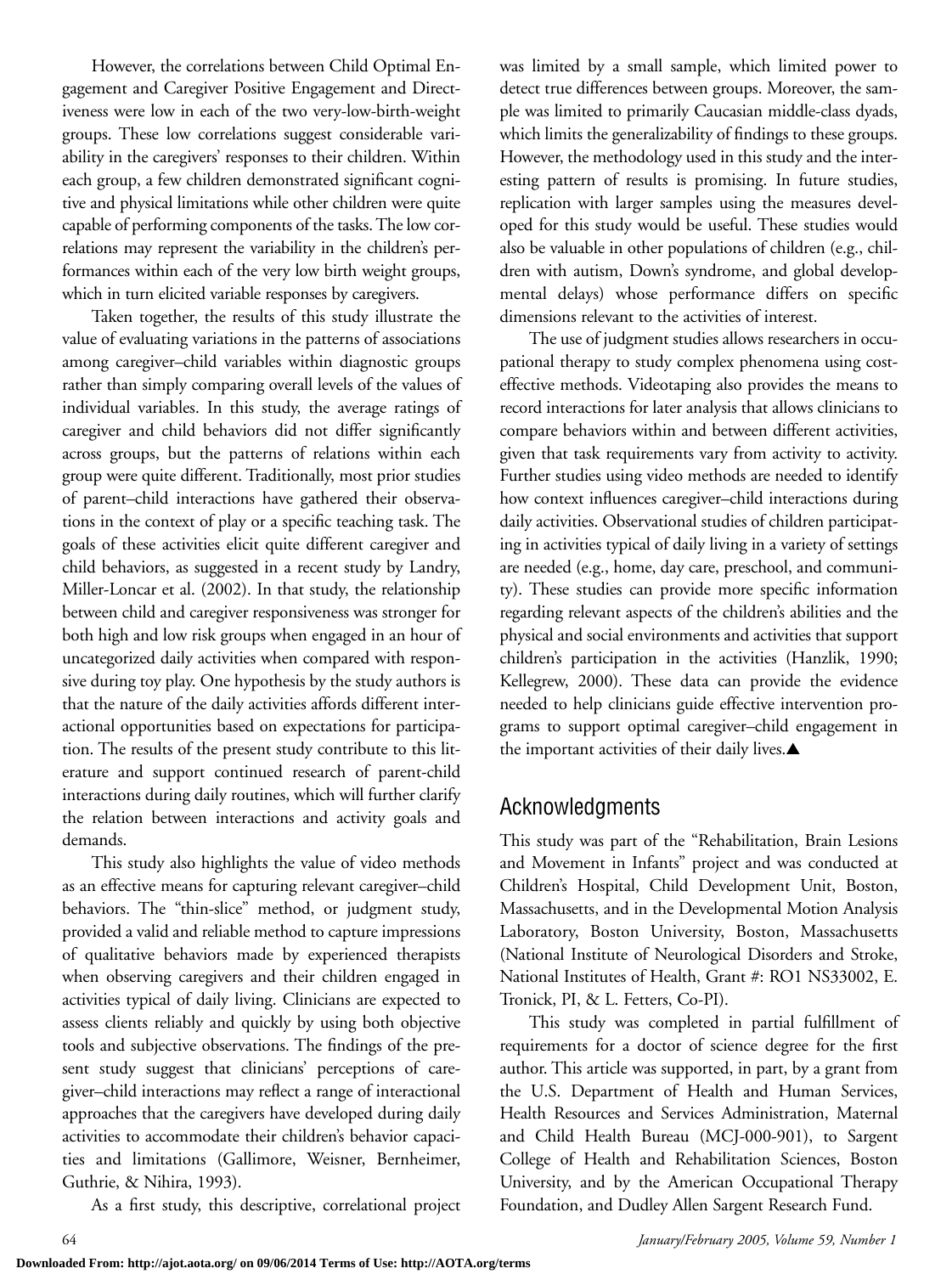However, the correlations between Child Optimal Engagement and Caregiver Positive Engagement and Directiveness were low in each of the two very-low-birth-weight groups. These low correlations suggest considerable variability in the caregivers' responses to their children. Within each group, a few children demonstrated significant cognitive and physical limitations while other children were quite capable of performing components of the tasks. The low correlations may represent the variability in the children's performances within each of the very low birth weight groups, which in turn elicited variable responses by caregivers.

Taken together, the results of this study illustrate the value of evaluating variations in the patterns of associations among caregiver–child variables within diagnostic groups rather than simply comparing overall levels of the values of individual variables. In this study, the average ratings of caregiver and child behaviors did not differ significantly across groups, but the patterns of relations within each group were quite different. Traditionally, most prior studies of parent–child interactions have gathered their observations in the context of play or a specific teaching task. The goals of these activities elicit quite different caregiver and child behaviors, as suggested in a recent study by Landry, Miller-Loncar et al. (2002). In that study, the relationship between child and caregiver responsiveness was stronger for both high and low risk groups when engaged in an hour of uncategorized daily activities when compared with responsive during toy play. One hypothesis by the study authors is that the nature of the daily activities affords different interactional opportunities based on expectations for participation. The results of the present study contribute to this literature and support continued research of parent-child interactions during daily routines, which will further clarify the relation between interactions and activity goals and demands.

This study also highlights the value of video methods as an effective means for capturing relevant caregiver–child behaviors. The "thin-slice" method, or judgment study, provided a valid and reliable method to capture impressions of qualitative behaviors made by experienced therapists when observing caregivers and their children engaged in activities typical of daily living. Clinicians are expected to assess clients reliably and quickly by using both objective tools and subjective observations. The findings of the present study suggest that clinicians' perceptions of caregiver–child interactions may reflect a range of interactional approaches that the caregivers have developed during daily activities to accommodate their children's behavior capacities and limitations (Gallimore, Weisner, Bernheimer, Guthrie, & Nihira, 1993).

As a first study, this descriptive, correlational project was limited by a small sample, which limited power to detect true differences between groups. Moreover, the sample was limited to primarily Caucasian middle-class dyads, which limits the generalizability of findings to these groups. However, the methodology used in this study and the interesting pattern of results is promising. In future studies, replication with larger samples using the measures developed for this study would be useful. These studies would also be valuable in other populations of children (e.g., children with autism, Down's syndrome, and global developmental delays) whose performance differs on specific dimensions relevant to the activities of interest.

The use of judgment studies allows researchers in occupational therapy to study complex phenomena using cost-effective methods. Videotaping also provides the means to record interactions for later analysis that allows clinicians to compare behaviors within and between different activities, given that task requirements vary from activity to activity. Further studies using video methods are needed to identify how context influences caregiver–child interactions during daily activities. Observational studies of children participating in activities typical of daily living in a variety of settings are needed (e.g., home, day care, preschool, and community). These studies can provide more specific information regarding relevant aspects of the children's abilities and the physical and social environments and activities that support children's participation in the activities (Hanzlik, 1990; Kellegrew, 2000). These data can provide the evidence needed to help clinicians guide effective intervention programs to support optimal caregiver–child engagement in the important activities of their daily lives.▲

## Acknowledgments

This study was part of the "Rehabilitation, Brain Lesions and Movement in Infants" project and was conducted at Children's Hospital, Child Development Unit, Boston, Massachusetts, and in the Developmental Motion Analysis Laboratory, Boston University, Boston, Massachusetts (National Institute of Neurological Disorders and Stroke, National Institutes of Health, Grant #: RO1 NS33002, E. Tronick, PI, & L. Fetters, Co-PI).

This study was completed in partial fulfillment of requirements for a doctor of science degree for the first author. This article was supported, in part, by a grant from the U.S. Department of Health and Human Services, Health Resources and Services Administration, Maternal and Child Health Bureau (MCJ-000-901), to Sargent College of Health and Rehabilitation Sciences, Boston University, and by the American Occupational Therapy Foundation, and Dudley Allen Sargent Research Fund.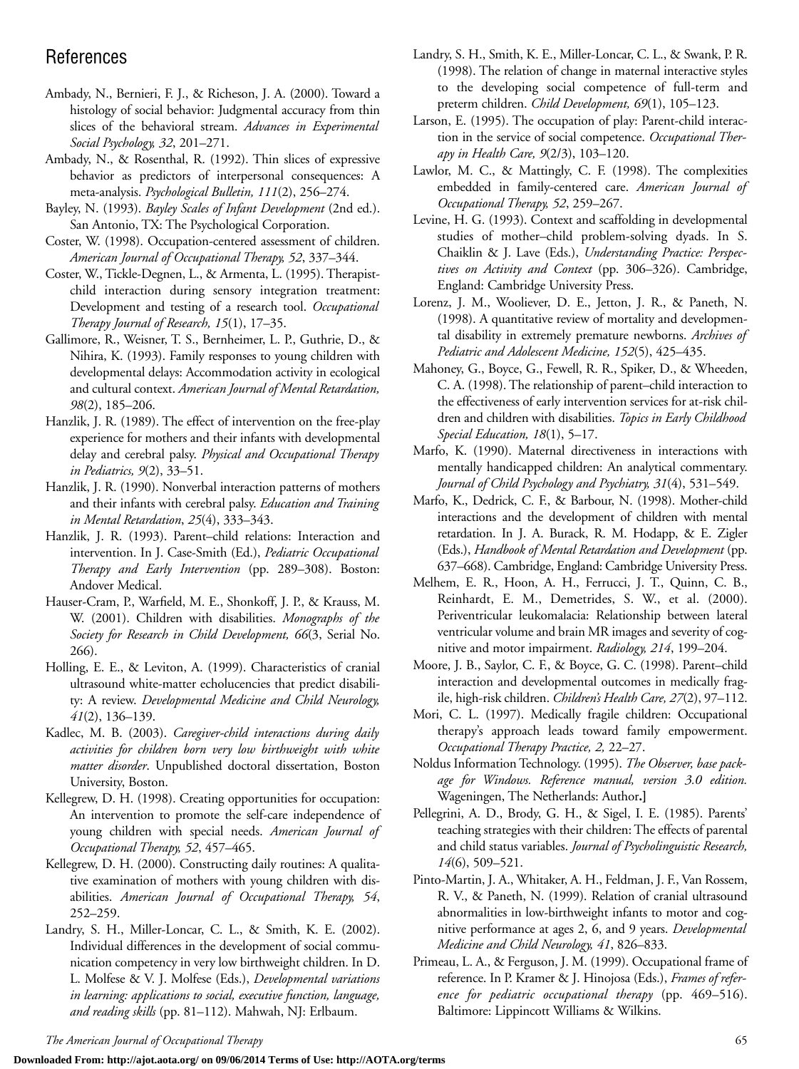## References

Ambady, N., Bernieri, F. J., & Richeson, J. A. (2000). Toward a histology of social behavior: Judgmental accuracy from thin slices of the behavioral stream. *Advances in Experimental Social Psychology, 32*, 201–271.

Ambady, N., & Rosenthal, R. (1992). Thin slices of expressive behavior as predictors of interpersonal consequences: A meta-analysis. *Psychological Bulletin, 111*(2), 256–274.

Bayley, N. (1993). *Bayley Scales of Infant Development* (2nd ed.). San Antonio, TX: The Psychological Corporation.

Coster, W. (1998). Occupation-centered assessment of children. *American Journal of Occupational Therapy, 52*, 337–344.

Coster, W., Tickle-Degnen, L., & Armenta, L. (1995). Therapist-child interaction during sensory integration treatment: Development and testing of a research tool. *Occupational Therapy Journal of Research, 15*(1), 17–35.

Gallimore, R., Weisner, T. S., Bernheimer, L. P., Guthrie, D., & Nihira, K. (1993). Family responses to young children with developmental delays: Accommodation activity in ecological and cultural context. *American Journal of Mental Retardation, 98*(2), 185–206.

Hanzlik, J. R. (1989). The effect of intervention on the free-play experience for mothers and their infants with developmental delay and cerebral palsy. *Physical and Occupational Therapy in Pediatrics, 9*(2), 33–51.

Hanzlik, J. R. (1990). Nonverbal interaction patterns of mothers and their infants with cerebral palsy. *Education and Training in Mental Retardation*, *25*(4), 333–343.

Hanzlik, J. R. (1993). Parent–child relations: Interaction and intervention. In J. Case-Smith (Ed.), *Pediatric Occupational Therapy and Early Intervention* (pp. 289–308). Boston: Andover Medical.

Hauser-Cram, P., Warfield, M. E., Shonkoff, J. P., & Krauss, M. W. (2001). Children with disabilities. *Monographs of the Society for Research in Child Development, 66*(3, Serial No. 266).

Holling, E. E., & Leviton, A. (1999). Characteristics of cranial ultrasound white-matter echolucencies that predict disability: A review. *Developmental Medicine and Child Neurology, 41*(2), 136–139.

Kadlec, M. B. (2003). *Caregiver-child interactions during daily activities for children born very low birthweight with white matter disorder*. Unpublished doctoral dissertation, Boston University, Boston.

Kellegrew, D. H. (1998). Creating opportunities for occupation: An intervention to promote the self-care independence of young children with special needs. *American Journal of Occupational Therapy, 52*, 457–465.

Kellegrew, D. H. (2000). Constructing daily routines: A qualitative examination of mothers with young children with disabilities. *American Journal of Occupational Therapy, 54*, 252–259.

Landry, S. H., Miller-Loncar, C. L., & Smith, K. E. (2002). Individual differences in the development of social communication competency in very low birthweight children. In D. L. Molfese & V. J. Molfese (Eds.), *Developmental variations in learning: applications to social, executive function, language, and reading skills* (pp. 81–112). Mahwah, NJ: Erlbaum.

Landry, S. H., Smith, K. E., Miller-Loncar, C. L., & Swank, P. R. (1998). The relation of change in maternal interactive styles to the developing social competence of full-term and preterm children. *Child Development, 69*(1), 105–123.

Larson, E. (1995). The occupation of play: Parent-child interaction in the service of social competence. *Occupational Therapy in Health Care, 9*(2/3), 103–120.

Lawlor, M. C., & Mattingly, C. F. (1998). The complexities embedded in family-centered care. *American Journal of Occupational Therapy, 52*, 259–267.

Levine, H. G. (1993). Context and scaffolding in developmental studies of mother–child problem-solving dyads. In S. Chaiklin & J. Lave (Eds.), *Understanding Practice: Perspectives on Activity and Context* (pp. 306–326). Cambridge, England: Cambridge University Press.

Lorenz, J. M., Wooliever, D. E., Jetton, J. R., & Paneth, N. (1998). A quantitative review of mortality and developmental disability in extremely premature newborns. *Archives of Pediatric and Adolescent Medicine, 152*(5), 425–435.

Mahoney, G., Boyce, G., Fewell, R. R., Spiker, D., & Wheeden, C. A. (1998). The relationship of parent–child interaction to the effectiveness of early intervention services for at-risk children and children with disabilities. *Topics in Early Childhood Special Education, 18*(1), 5–17.

Marfo, K. (1990). Maternal directiveness in interactions with mentally handicapped children: An analytical commentary. *Journal of Child Psychology and Psychiatry, 31*(4), 531–549.

Marfo, K., Dedrick, C. F., & Barbour, N. (1998). Mother-child interactions and the development of children with mental retardation. In J. A. Burack, R. M. Hodapp, & E. Zigler (Eds.), *Handbook of Mental Retardation and Development* (pp. 637–668). Cambridge, England: Cambridge University Press.

Melhem, E. R., Hoon, A. H., Ferrucci, J. T., Quinn, C. B., Reinhardt, E. M., Demetrides, S. W., et al. (2000). Periventricular leukomalacia: Relationship between lateral ventricular volume and brain MR images and severity of cognitive and motor impairment. *Radiology, 214*, 199–204.

Moore, J. B., Saylor, C. F., & Boyce, G. C. (1998). Parent–child interaction and developmental outcomes in medically fragile, high-risk children. *Children's Health Care, 27*(2), 97–112.

Mori, C. L. (1997). Medically fragile children: Occupational therapy's approach leads toward family empowerment. *Occupational Therapy Practice, 2,* 22–27.

Noldus Information Technology. (1995). *The Observer, base package for Windows. Reference manual, version 3.0 edition.* Wageningen, The Netherlands: Author.]

Pellegrini, A. D., Brody, G. H., & Sigel, I. E. (1985). Parents' teaching strategies with their children: The effects of parental and child status variables. *Journal of Psycholinguistic Research, 14*(6), 509–521.

Pinto-Martin, J. A., Whitaker, A. H., Feldman, J. F., Van Rossem, R. V., & Paneth, N. (1999). Relation of cranial ultrasound abnormalities in low-birthweight infants to motor and cognitive performance at ages 2, 6, and 9 years. *Developmental Medicine and Child Neurology, 41*, 826–833.

Primeau, L. A., & Ferguson, J. M. (1999). Occupational frame of reference. In P. Kramer & J. Hinojosa (Eds.), *Frames of reference for pediatric occupational therapy* (pp. 469–516). Baltimore: Lippincott Williams & Wilkins.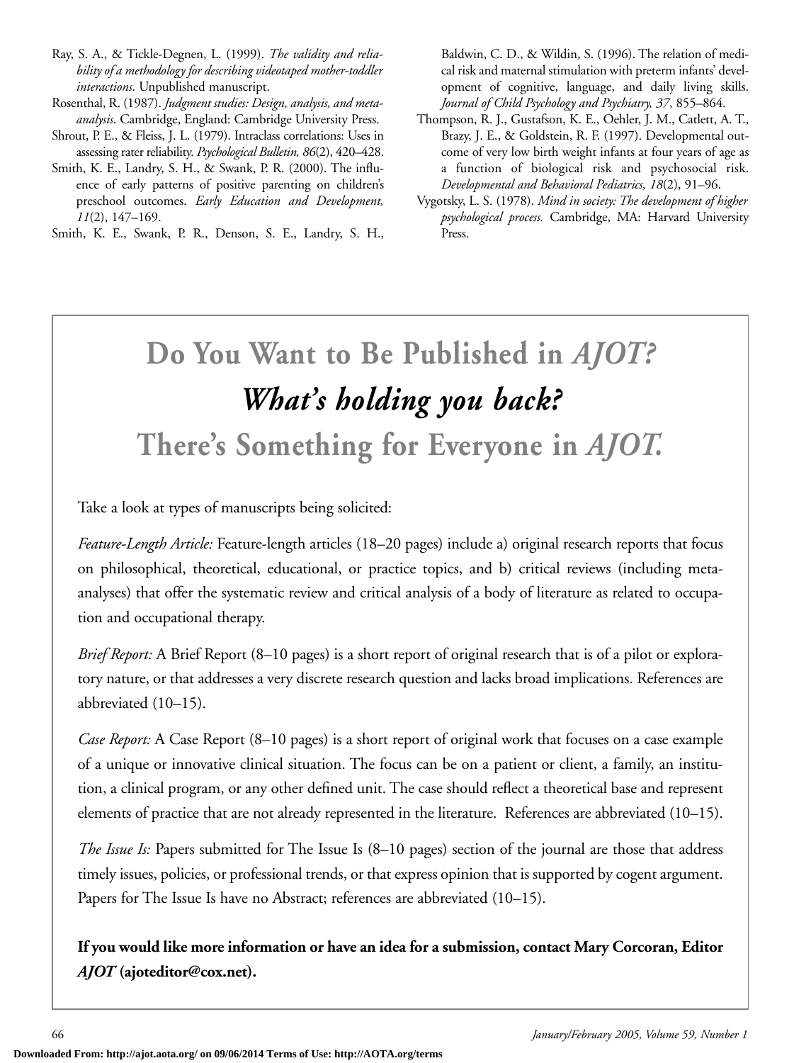Ray, S. A., & Tickle-Degnen, L. (1999). *The validity and reliability of a methodology for describing videotaped mother-toddler interactions*. Unpublished manuscript.

Rosenthal, R. (1987). *Judgment studies: Design, analysis, and meta-analysis*. Cambridge, England: Cambridge University Press.

Shrout, P. E., & Fleiss, J. L. (1979). Intraclass correlations: Uses in assessing rater reliability. *Psychological Bulletin, 86*(2), 420–428.

Smith, K. E., Landry, S. H., & Swank, P. R. (2000). The influence of early patterns of positive parenting on children's preschool outcomes. *Early Education and Development, 11*(2), 147–169.

Smith, K. E., Swank, P. R., Denson, S. E., Landry, S. H., Baldwin, C. D., & Wildin, S. (1996). The relation of medical risk and maternal stimulation with preterm infants' development of cognitive, language, and daily living skills. *Journal of Child Psychology and Psychiatry, 37*, 855–864.

Thompson, R. J., Gustafson, K. E., Oehler, J. M., Catlett, A. T., Brazy, J. E., & Goldstein, R. F. (1997). Developmental outcome of very low birth weight infants at four years of age as a function of biological risk and psychosocial risk. *Developmental and Behavioral Pediatrics, 18*(2), 91–96.

Vygotsky, L. S. (1978). *Mind in society: The development of higher psychological process.* Cambridge, MA: Harvard University Press.

## Do You Want to Be Published in *AJOT*?

## *What's holding you back?*

## There's Something for Everyone in *AJOT.*

Take a look at types of manuscripts being solicited:

*Feature-Length Article:* Feature-length articles (18–20 pages) include a) original research reports that focus on philosophical, theoretical, educational, or practice topics, and b) critical reviews (including meta-analyses) that offer the systematic review and critical analysis of a body of literature as related to occupation and occupational therapy.

*Brief Report:* A Brief Report (8–10 pages) is a short report of original research that is of a pilot or exploratory nature, or that addresses a very discrete research question and lacks broad implications. References are abbreviated (10–15).

*Case Report:* A Case Report (8–10 pages) is a short report of original work that focuses on a case example of a unique or innovative clinical situation. The focus can be on a patient or client, a family, an institution, a clinical program, or any other defined unit. The case should reflect a theoretical base and represent elements of practice that are not already represented in the literature. References are abbreviated (10–15).

*The Issue Is:* Papers submitted for The Issue Is (8–10 pages) section of the journal are those that address timely issues, policies, or professional trends, or that express opinion that is supported by cogent argument. Papers for The Issue Is have no Abstract; references are abbreviated (10–15).

**If you would like more information or have an idea for a submission, contact Mary Corcoran, Editor *AJOT* (ajoteditor@cox.net).**